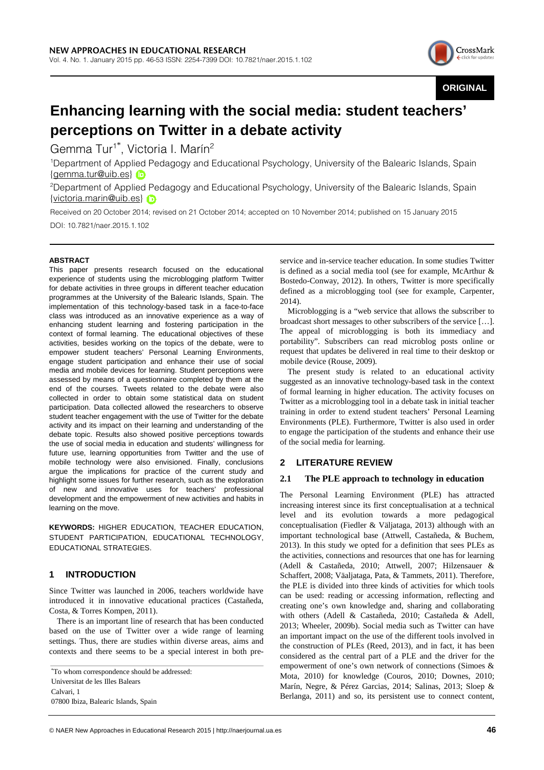**ORIGINAL**

# Enhancing learning with the social media: student teachers' perceptions on Twitter in a debate activity

Gemma Tur[1*], Victoria I. Marín[2]

[1]Department of Applied Pedagogy and Educational Psychology, University of the Balearic Islands, Spain {gemma.tur@uib.es}

[2]Department of Applied Pedagogy and Educational Psychology, University of the Balearic Islands, Spain {victoria.marin@uib.es}

Received on 20 October 2014; revised on 21 October 2014; accepted on 10 November 2014; published on 15 January 2015

DOI: 10.7821/naer.2015.1.102

## ABSTRACT

This paper presents research focused on the educational experience of students using the microblogging platform Twitter for debate activities in three groups in different teacher education programmes at the University of the Balearic Islands, Spain. The implementation of this technology-based task in a face-to-face class was introduced as an innovative experience as a way of enhancing student learning and fostering participation in the context of formal learning. The educational objectives of these activities, besides working on the topics of the debate, were to empower student teachers' Personal Learning Environments, engage student participation and enhance their use of social media and mobile devices for learning. Student perceptions were assessed by means of a questionnaire completed by them at the end of the courses. Tweets related to the debate were also collected in order to obtain some statistical data on student participation. Data collected allowed the researchers to observe student teacher engagement with the use of Twitter for the debate activity and its impact on their learning and understanding of the debate topic. Results also showed positive perceptions towards the use of social media in education and students' willingness for future use, learning opportunities from Twitter and the use of mobile technology were also envisioned. Finally, conclusions argue the implications for practice of the current study and highlight some issues for further research, such as the exploration of new and innovative uses for teachers' professional development and the empowerment of new activities and habits in learning on the move.

**KEYWORDS:** HIGHER EDUCATION, TEACHER EDUCATION, STUDENT PARTICIPATION, EDUCATIONAL TECHNOLOGY, EDUCATIONAL STRATEGIES.

## 1 INTRODUCTION

Since Twitter was launched in 2006, teachers worldwide have introduced it in innovative educational practices (Castañeda, Costa, & Torres Kompen, 2011).

There is an important line of research that has been conducted based on the use of Twitter over a wide range of learning settings. Thus, there are studies within diverse areas, aims and contexts and there seems to be a special interest in both pre-service and in-service teacher education. In some studies Twitter is defined as a social media tool (see for example, McArthur & Bostedo-Conway, 2012). In others, Twitter is more specifically defined as a microblogging tool (see for example, Carpenter, 2014).

Microblogging is a "web service that allows the subscriber to broadcast short messages to other subscribers of the service […]. The appeal of microblogging is both its immediacy and portability". Subscribers can read microblog posts online or request that updates be delivered in real time to their desktop or mobile device (Rouse, 2009).

The present study is related to an educational activity suggested as an innovative technology-based task in the context of formal learning in higher education. The activity focuses on Twitter as a microblogging tool in a debate task in initial teacher training in order to extend student teachers' Personal Learning Environments (PLE). Furthermore, Twitter is also used in order to engage the participation of the students and enhance their use of the social media for learning.

## 2 LITERATURE REVIEW

### 2.1 The PLE approach to technology in education

The Personal Learning Environment (PLE) has attracted increasing interest since its first conceptualisation at a technical level and its evolution towards a more pedagogical conceptualisation (Fiedler & Väljataga, 2013) although with an important technological base (Attwell, Castañeda, & Buchem, 2013). In this study we opted for a definition that sees PLEs as the activities, connections and resources that one has for learning (Adell & Castañeda, 2010; Attwell, 2007; Hilzensauer & Schaffert, 2008; Väaljataga, Pata, & Tammets, 2011). Therefore, the PLE is divided into three kinds of activities for which tools can be used: reading or accessing information, reflecting and creating one's own knowledge and, sharing and collaborating with others (Adell & Castañeda, 2010; Castañeda & Adell, 2013; Wheeler, 2009b). Social media such as Twitter can have an important impact on the use of the different tools involved in the construction of PLEs (Reed, 2013), and in fact, it has been considered as the central part of a PLE and the driver for the empowerment of one's own network of connections (Simoes & Mota, 2010) for knowledge (Couros, 2010; Downes, 2010; Marín, Negre, & Pérez Garcias, 2014; Salinas, 2013; Sloep & Berlanga, 2011) and so, its persistent use to connect content,

[*]To whom correspondence should be addressed:
Universitat de les Illes Balears
Calvari, 1
07800 Ibiza, Balearic Islands, Spain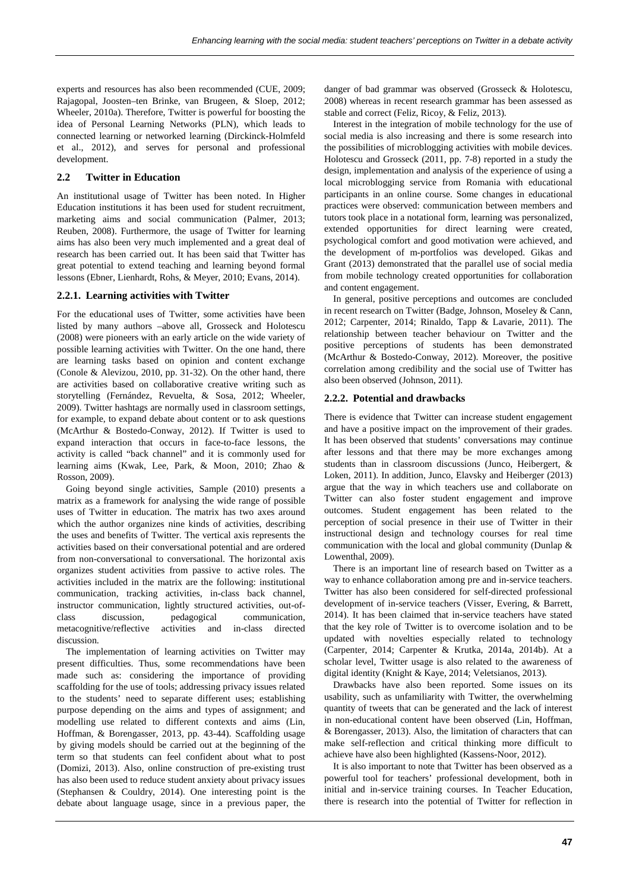experts and resources has also been recommended (CUE, 2009; Rajagopal, Joosten–ten Brinke, van Brugeen, & Sloep, 2012; Wheeler, 2010a). Therefore, Twitter is powerful for boosting the idea of Personal Learning Networks (PLN), which leads to connected learning or networked learning (Dirckinck-Holmfeld et al., 2012), and serves for personal and professional development.

## 2.2 Twitter in Education

An institutional usage of Twitter has been noted. In Higher Education institutions it has been used for student recruitment, marketing aims and social communication (Palmer, 2013; Reuben, 2008). Furthermore, the usage of Twitter for learning aims has also been very much implemented and a great deal of research has been carried out. It has been said that Twitter has great potential to extend teaching and learning beyond formal lessons (Ebner, Lienhardt, Rohs, & Meyer, 2010; Evans, 2014).

### 2.2.1. Learning activities with Twitter

For the educational uses of Twitter, some activities have been listed by many authors –above all, Grosseck and Holotescu (2008) were pioneers with an early article on the wide variety of possible learning activities with Twitter. On the one hand, there are learning tasks based on opinion and content exchange (Conole & Alevizou, 2010, pp. 31-32). On the other hand, there are activities based on collaborative creative writing such as storytelling (Fernández, Revuelta, & Sosa, 2012; Wheeler, 2009). Twitter hashtags are normally used in classroom settings, for example, to expand debate about content or to ask questions (McArthur & Bostedo-Conway, 2012). If Twitter is used to expand interaction that occurs in face-to-face lessons, the activity is called "back channel" and it is commonly used for learning aims (Kwak, Lee, Park, & Moon, 2010; Zhao & Rosson, 2009).

Going beyond single activities, Sample (2010) presents a matrix as a framework for analysing the wide range of possible uses of Twitter in education. The matrix has two axes around which the author organizes nine kinds of activities, describing the uses and benefits of Twitter. The vertical axis represents the activities based on their conversational potential and are ordered from non-conversational to conversational. The horizontal axis organizes student activities from passive to active roles. The activities included in the matrix are the following: institutional communication, tracking activities, in-class back channel, instructor communication, lightly structured activities, out-of-class discussion, pedagogical communication, metacognitive/reflective activities and in-class directed discussion.

The implementation of learning activities on Twitter may present difficulties. Thus, some recommendations have been made such as: considering the importance of providing scaffolding for the use of tools; addressing privacy issues related to the students' need to separate different uses; establishing purpose depending on the aims and types of assignment; and modelling use related to different contexts and aims (Lin, Hoffman, & Borengasser, 2013, pp. 43-44). Scaffolding usage by giving models should be carried out at the beginning of the term so that students can feel confident about what to post (Domizi, 2013). Also, online construction of pre-existing trust has also been used to reduce student anxiety about privacy issues (Stephansen & Couldry, 2014). One interesting point is the debate about language usage, since in a previous paper, the danger of bad grammar was observed (Grosseck & Holotescu, 2008) whereas in recent research grammar has been assessed as stable and correct (Feliz, Ricoy, & Feliz, 2013).

Interest in the integration of mobile technology for the use of social media is also increasing and there is some research into the possibilities of microblogging activities with mobile devices. Holotescu and Grosseck (2011, pp. 7-8) reported in a study the design, implementation and analysis of the experience of using a local microblogging service from Romania with educational participants in an online course. Some changes in educational practices were observed: communication between members and tutors took place in a notational form, learning was personalized, extended opportunities for direct learning were created, psychological comfort and good motivation were achieved, and the development of m-portfolios was developed. Gikas and Grant (2013) demonstrated that the parallel use of social media from mobile technology created opportunities for collaboration and content engagement.

In general, positive perceptions and outcomes are concluded in recent research on Twitter (Badge, Johnson, Moseley & Cann, 2012; Carpenter, 2014; Rinaldo, Tapp & Lavarie, 2011). The relationship between teacher behaviour on Twitter and the positive perceptions of students has been demonstrated (McArthur & Bostedo-Conway, 2012). Moreover, the positive correlation among credibility and the social use of Twitter has also been observed (Johnson, 2011).

### 2.2.2. Potential and drawbacks

There is evidence that Twitter can increase student engagement and have a positive impact on the improvement of their grades. It has been observed that students' conversations may continue after lessons and that there may be more exchanges among students than in classroom discussions (Junco, Heibergert, & Loken, 2011). In addition, Junco, Elavsky and Heiberger (2013) argue that the way in which teachers use and collaborate on Twitter can also foster student engagement and improve outcomes. Student engagement has been related to the perception of social presence in their use of Twitter in their instructional design and technology courses for real time communication with the local and global community (Dunlap & Lowenthal, 2009).

There is an important line of research based on Twitter as a way to enhance collaboration among pre and in-service teachers. Twitter has also been considered for self-directed professional development of in-service teachers (Visser, Evering, & Barrett, 2014). It has been claimed that in-service teachers have stated that the key role of Twitter is to overcome isolation and to be updated with novelties especially related to technology (Carpenter, 2014; Carpenter & Krutka, 2014a, 2014b). At a scholar level, Twitter usage is also related to the awareness of digital identity (Knight & Kaye, 2014; Veletsianos, 2013).

Drawbacks have also been reported. Some issues on its usability, such as unfamiliarity with Twitter, the overwhelming quantity of tweets that can be generated and the lack of interest in non-educational content have been observed (Lin, Hoffman, & Borengasser, 2013). Also, the limitation of characters that can make self-reflection and critical thinking more difficult to achieve have also been highlighted (Kassens-Noor, 2012).

It is also important to note that Twitter has been observed as a powerful tool for teachers' professional development, both in initial and in-service training courses. In Teacher Education, there is research into the potential of Twitter for reflection in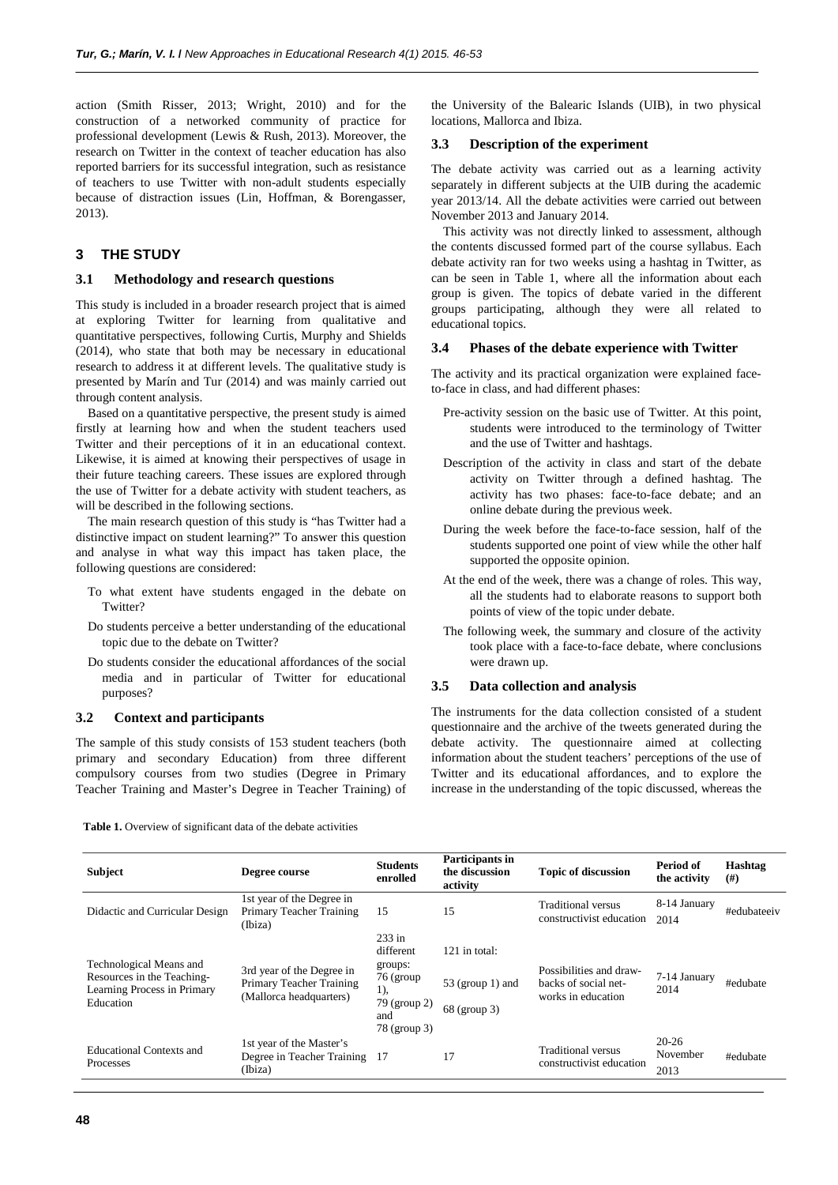action (Smith Risser, 2013; Wright, 2010) and for the construction of a networked community of practice for professional development (Lewis & Rush, 2013). Moreover, the research on Twitter in the context of teacher education has also reported barriers for its successful integration, such as resistance of teachers to use Twitter with non-adult students especially because of distraction issues (Lin, Hoffman, & Borengasser, 2013).

## 3 THE STUDY

### 3.1 Methodology and research questions

This study is included in a broader research project that is aimed at exploring Twitter for learning from qualitative and quantitative perspectives, following Curtis, Murphy and Shields (2014), who state that both may be necessary in educational research to address it at different levels. The qualitative study is presented by Marín and Tur (2014) and was mainly carried out through content analysis.

Based on a quantitative perspective, the present study is aimed firstly at learning how and when the student teachers used Twitter and their perceptions of it in an educational context. Likewise, it is aimed at knowing their perspectives of usage in their future teaching careers. These issues are explored through the use of Twitter for a debate activity with student teachers, as will be described in the following sections.

The main research question of this study is "has Twitter had a distinctive impact on student learning?" To answer this question and analyse in what way this impact has taken place, the following questions are considered:

- To what extent have students engaged in the debate on Twitter?
- Do students perceive a better understanding of the educational topic due to the debate on Twitter?
- Do students consider the educational affordances of the social media and in particular of Twitter for educational purposes?

### 3.2 Context and participants

The sample of this study consists of 153 student teachers (both primary and secondary Education) from three different compulsory courses from two studies (Degree in Primary Teacher Training and Master's Degree in Teacher Training) of the University of the Balearic Islands (UIB), in two physical locations, Mallorca and Ibiza.

### 3.3 Description of the experiment

The debate activity was carried out as a learning activity separately in different subjects at the UIB during the academic year 2013/14. All the debate activities were carried out between November 2013 and January 2014.

This activity was not directly linked to assessment, although the contents discussed formed part of the course syllabus. Each debate activity ran for two weeks using a hashtag in Twitter, as can be seen in Table 1, where all the information about each group is given. The topics of debate varied in the different groups participating, although they were all related to educational topics.

### 3.4 Phases of the debate experience with Twitter

The activity and its practical organization were explained face-to-face in class, and had different phases:

- Pre-activity session on the basic use of Twitter. At this point, students were introduced to the terminology of Twitter and the use of Twitter and hashtags.
- Description of the activity in class and start of the debate activity on Twitter through a defined hashtag. The activity has two phases: face-to-face debate; and an online debate during the previous week.
- During the week before the face-to-face session, half of the students supported one point of view while the other half supported the opposite opinion.
- At the end of the week, there was a change of roles. This way, all the students had to elaborate reasons to support both points of view of the topic under debate.
- The following week, the summary and closure of the activity took place with a face-to-face debate, where conclusions were drawn up.

### 3.5 Data collection and analysis

The instruments for the data collection consisted of a student questionnaire and the archive of the tweets generated during the debate activity. The questionnaire aimed at collecting information about the student teachers' perceptions of the use of Twitter and its educational affordances, and to explore the increase in the understanding of the topic discussed, whereas the

**Table 1.** Overview of significant data of the debate activities

| Subject | Degree course | Students enrolled | Participants in the discussion activity | Topic of discussion | Period of the activity | Hashtag (#) |
|---|---|---|---|---|---|---|
| Didactic and Curricular Design | 1st year of the Degree in Primary Teacher Training (Ibiza) | 15 | 15 | Traditional versus constructivist education | 8-14 January 2014 | #edubateeiv |
| Technological Means and Resources in the Teaching-Learning Process in Primary Education | 3rd year of the Degree in Primary Teacher Training (Mallorca headquarters) | 233 in different groups: 76 (group 1), 79 (group 2) and 78 (group 3) | 121 in total: 53 (group 1) and 68 (group 3) | Possibilities and draw-backs of social net-works in education | 7-14 January 2014 | #edubate |
| Educational Contexts and Processes | 1st year of the Master's Degree in Teacher Training (Ibiza) | 17 | 17 | Traditional versus constructivist education | 20-26 November 2013 | #edubate |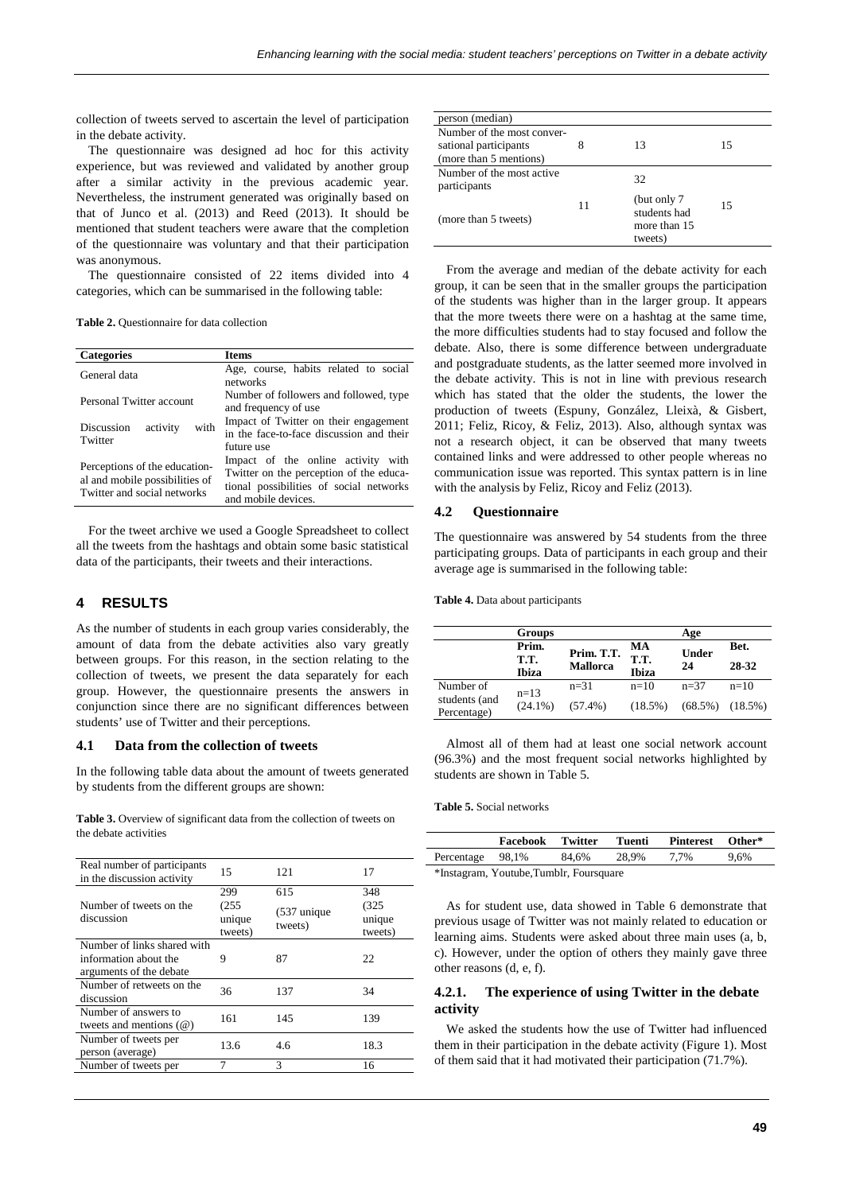collection of tweets served to ascertain the level of participation in the debate activity.

The questionnaire was designed ad hoc for this activity experience, but was reviewed and validated by another group after a similar activity in the previous academic year. Nevertheless, the instrument generated was originally based on that of Junco et al. (2013) and Reed (2013). It should be mentioned that student teachers were aware that the completion of the questionnaire was voluntary and that their participation was anonymous.

The questionnaire consisted of 22 items divided into 4 categories, which can be summarised in the following table:

**Table 2.** Questionnaire for data collection

| Categories | Items |
|---|---|
| General data | Age, course, habits related to social networks |
| Personal Twitter account | Number of followers and followed, type and frequency of use |
| Discussion activity with Twitter | Impact of Twitter on their engagement in the face-to-face discussion and their future use |
| Perceptions of the educational and mobile possibilities of Twitter and social networks | Impact of the online activity with Twitter on the perception of the educational possibilities of social networks and mobile devices. |

For the tweet archive we used a Google Spreadsheet to collect all the tweets from the hashtags and obtain some basic statistical data of the participants, their tweets and their interactions.

## 4 RESULTS

As the number of students in each group varies considerably, the amount of data from the debate activities also vary greatly between groups. For this reason, in the section relating to the collection of tweets, we present the data separately for each group. However, the questionnaire presents the answers in conjunction since there are no significant differences between students' use of Twitter and their perceptions.

### 4.1 Data from the collection of tweets

In the following table data about the amount of tweets generated by students from the different groups are shown:

**Table 3.** Overview of significant data from the collection of tweets on the debate activities

| | | | |
|---|---|---|---|
| Real number of participants in the discussion activity | 15 | 121 | 17 |
| Number of tweets on the discussion | 299 (255 unique tweets) | 615 (537 unique tweets) | 348 (325 unique tweets) |
| Number of links shared with information about the arguments of the debate | 9 | 87 | 22 |
| Number of retweets on the discussion | 36 | 137 | 34 |
| Number of answers to tweets and mentions (@) | 161 | 145 | 139 |
| Number of tweets per person (average) | 13.6 | 4.6 | 18.3 |
| Number of tweets per person (median) | 7 | 3 | 16 |
| Number of the most conversational participants (more than 5 mentions) | 8 | 13 | 15 |
| Number of the most active participants (more than 5 tweets) | 11 | 32 (but only 7 students had more than 15 tweets) | 15 |

From the average and median of the debate activity for each group, it can be seen that in the smaller groups the participation of the students was higher than in the larger group. It appears that the more tweets there were on a hashtag at the same time, the more difficulties students had to stay focused and follow the debate. Also, there is some difference between undergraduate and postgraduate students, as the latter seemed more involved in the debate activity. This is not in line with previous research which has stated that the older the students, the lower the production of tweets (Espuny, González, Lleixà, & Gisbert, 2011; Feliz, Ricoy, & Feliz, 2013). Also, although syntax was not a research object, it can be observed that many tweets contained links and were addressed to other people whereas no communication issue was reported. This syntax pattern is in line with the analysis by Feliz, Ricoy and Feliz (2013).

### 4.2 Questionnaire

The questionnaire was answered by 54 students from the three participating groups. Data of participants in each group and their average age is summarised in the following table:

**Table 4.** Data about participants

| | Groups | | | Age | |
|---|---|---|---|---|---|
| | Prim. T.T. Ibiza | Prim. T.T. Mallorca | MA T.T. Ibiza | Under 24 | Bet. 28-32 |
| Number of students (and Percentage) | n=13 (24.1%) | n=31 (57.4%) | n=10 (18.5%) | n=37 (68.5%) | n=10 (18.5%) |

Almost all of them had at least one social network account (96.3%) and the most frequent social networks highlighted by students are shown in Table 5.

**Table 5.** Social networks

| | Facebook | Twitter | Tuenti | Pinterest | Other* |
|---|---|---|---|---|---|
| Percentage | 98,1% | 84,6% | 28,9% | 7,7% | 9,6% |

*Instagram, Youtube,Tumblr, Foursquare

As for student use, data showed in Table 6 demonstrate that previous usage of Twitter was not mainly related to education or learning aims. Students were asked about three main uses (a, b, c). However, under the option of others they mainly gave three other reasons (d, e, f).

#### 4.2.1. The experience of using Twitter in the debate activity

We asked the students how the use of Twitter had influenced them in their participation in the debate activity (Figure 1). Most of them said that it had motivated their participation (71.7%).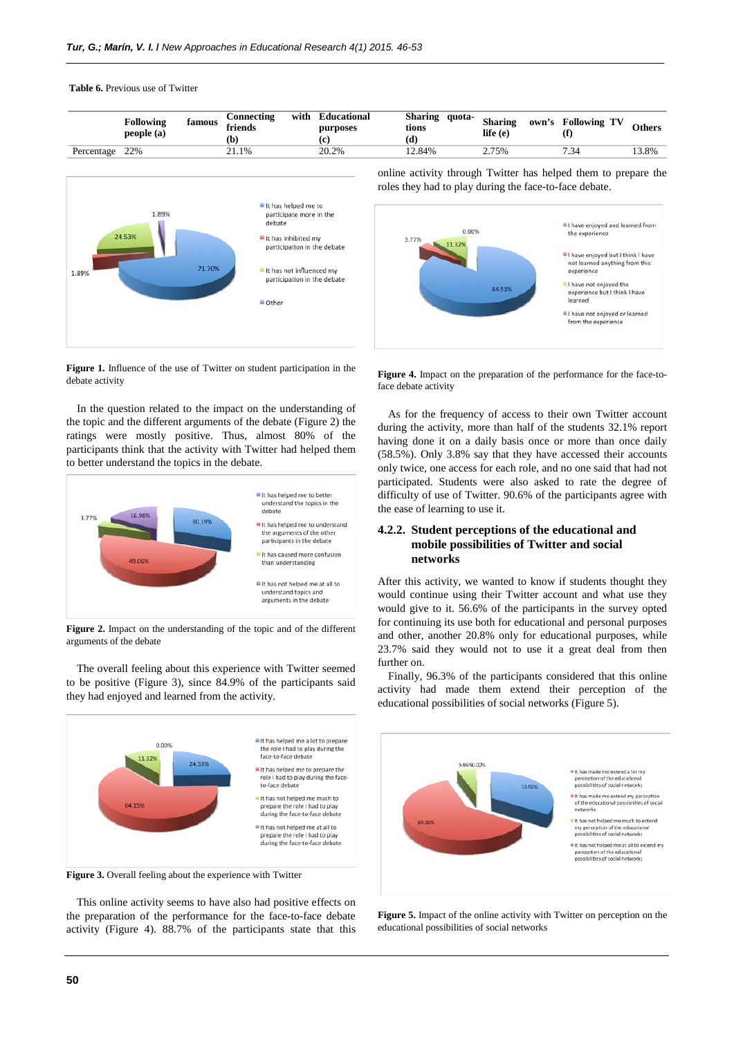**Table 6.** Previous use of Twitter

| | Following famous people (a) | Connecting with friends (b) | Educational purposes (c) | Sharing quotations (d) | Sharing own's life (e) | Following TV (f) | Others |
|---|---|---|---|---|---|---|---|
| Percentage | 22% | 21.1% | 20.2% | 12.84% | 2.75% | 7.34 | 13.8% |

**Figure 1.** Influence of the use of Twitter on student participation in the debate activity

In the question related to the impact on the understanding of the topic and the different arguments of the debate (Figure 2) the ratings were mostly positive. Thus, almost 80% of the participants think that the activity with Twitter had helped them to better understand the topics in the debate.

**Figure 2.** Impact on the understanding of the topic and of the different arguments of the debate

The overall feeling about this experience with Twitter seemed to be positive (Figure 3), since 84.9% of the participants said they had enjoyed and learned from the activity.

**Figure 3.** Overall feeling about the experience with Twitter

This online activity seems to have also had positive effects on the preparation of the performance for the face-to-face debate activity (Figure 4). 88.7% of the participants state that this online activity through Twitter has helped them to prepare the roles they had to play during the face-to-face debate.

**Figure 4.** Impact on the preparation of the performance for the face-to-face debate activity

As for the frequency of access to their own Twitter account during the activity, more than half of the students 32.1% report having done it on a daily basis once or more than once daily (58.5%). Only 3.8% say that they have accessed their accounts only twice, one access for each role, and no one said that had not participated. Students were also asked to rate the degree of difficulty of use of Twitter. 90.6% of the participants agree with the ease of learning to use it.

### 4.2.2. Student perceptions of the educational and mobile possibilities of Twitter and social networks

After this activity, we wanted to know if students thought they would continue using their Twitter account and what use they would give to it. 56.6% of the participants in the survey opted for continuing its use both for educational and personal purposes and other, another 20.8% only for educational purposes, while 23.7% said they would not to use it a great deal from then further on.

Finally, 96.3% of the participants considered that this online activity had made them extend their perception of the educational possibilities of social networks (Figure 5).

**Figure 5.** Impact of the online activity with Twitter on perception on the educational possibilities of social networks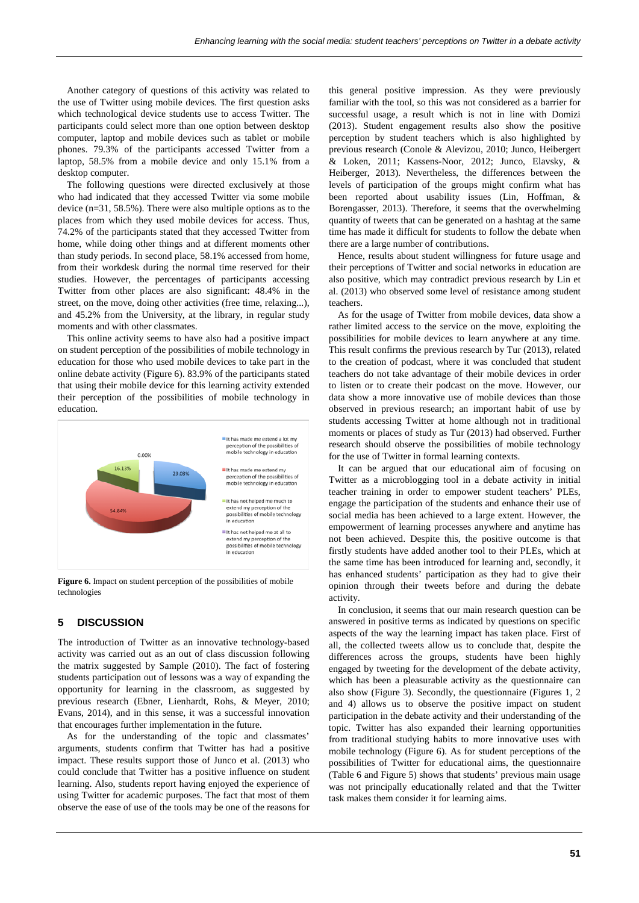Another category of questions of this activity was related to the use of Twitter using mobile devices. The first question asks which technological device students use to access Twitter. The participants could select more than one option between desktop computer, laptop and mobile devices such as tablet or mobile phones. 79.3% of the participants accessed Twitter from a laptop, 58.5% from a mobile device and only 15.1% from a desktop computer.

The following questions were directed exclusively at those who had indicated that they accessed Twitter via some mobile device (n=31, 58.5%). There were also multiple options as to the places from which they used mobile devices for access. Thus, 74.2% of the participants stated that they accessed Twitter from home, while doing other things and at different moments other than study periods. In second place, 58.1% accessed from home, from their workdesk during the normal time reserved for their studies. However, the percentages of participants accessing Twitter from other places are also significant: 48.4% in the street, on the move, doing other activities (free time, relaxing...), and 45.2% from the University, at the library, in regular study moments and with other classmates.

This online activity seems to have also had a positive impact on student perception of the possibilities of mobile technology in education for those who used mobile devices to take part in the online debate activity (Figure 6). 83.9% of the participants stated that using their mobile device for this learning activity extended their perception of the possibilities of mobile technology in education.

**Figure 6.** Impact on student perception of the possibilities of mobile technologies

## 5 DISCUSSION

The introduction of Twitter as an innovative technology-based activity was carried out as an out of class discussion following the matrix suggested by Sample (2010). The fact of fostering students participation out of lessons was a way of expanding the opportunity for learning in the classroom, as suggested by previous research (Ebner, Lienhardt, Rohs, & Meyer, 2010; Evans, 2014), and in this sense, it was a successful innovation that encourages further implementation in the future.

As for the understanding of the topic and classmates' arguments, students confirm that Twitter has had a positive impact. These results support those of Junco et al. (2013) who could conclude that Twitter has a positive influence on student learning. Also, students report having enjoyed the experience of using Twitter for academic purposes. The fact that most of them observe the ease of use of the tools may be one of the reasons for this general positive impression. As they were previously familiar with the tool, so this was not considered as a barrier for successful usage, a result which is not in line with Domizi (2013). Student engagement results also show the positive perception by student teachers which is also highlighted by previous research (Conole & Alevizou, 2010; Junco, Heibergert & Loken, 2011; Kassens-Noor, 2012; Junco, Elavsky, & Heiberger, 2013). Nevertheless, the differences between the levels of participation of the groups might confirm what has been reported about usability issues (Lin, Hoffman, & Borengasser, 2013). Therefore, it seems that the overwhelming quantity of tweets that can be generated on a hashtag at the same time has made it difficult for students to follow the debate when there are a large number of contributions.

Hence, results about student willingness for future usage and their perceptions of Twitter and social networks in education are also positive, which may contradict previous research by Lin et al. (2013) who observed some level of resistance among student teachers.

As for the usage of Twitter from mobile devices, data show a rather limited access to the service on the move, exploiting the possibilities for mobile devices to learn anywhere at any time. This result confirms the previous research by Tur (2013), related to the creation of podcast, where it was concluded that student teachers do not take advantage of their mobile devices in order to listen or to create their podcast on the move. However, our data show a more innovative use of mobile devices than those observed in previous research; an important habit of use by students accessing Twitter at home although not in traditional moments or places of study as Tur (2013) had observed. Further research should observe the possibilities of mobile technology for the use of Twitter in formal learning contexts.

It can be argued that our educational aim of focusing on Twitter as a microblogging tool in a debate activity in initial teacher training in order to empower student teachers' PLEs, engage the participation of the students and enhance their use of social media has been achieved to a large extent. However, the empowerment of learning processes anywhere and anytime has not been achieved. Despite this, the positive outcome is that firstly students have added another tool to their PLEs, which at the same time has been introduced for learning and, secondly, it has enhanced students' participation as they had to give their opinion through their tweets before and during the debate activity.

In conclusion, it seems that our main research question can be answered in positive terms as indicated by questions on specific aspects of the way the learning impact has taken place. First of all, the collected tweets allow us to conclude that, despite the differences across the groups, students have been highly engaged by tweeting for the development of the debate activity, which has been a pleasurable activity as the questionnaire can also show (Figure 3). Secondly, the questionnaire (Figures 1, 2 and 4) allows us to observe the positive impact on student participation in the debate activity and their understanding of the topic. Twitter has also expanded their learning opportunities from traditional studying habits to more innovative uses with mobile technology (Figure 6). As for student perceptions of the possibilities of Twitter for educational aims, the questionnaire (Table 6 and Figure 5) shows that students' previous main usage was not principally educationally related and that the Twitter task makes them consider it for learning aims.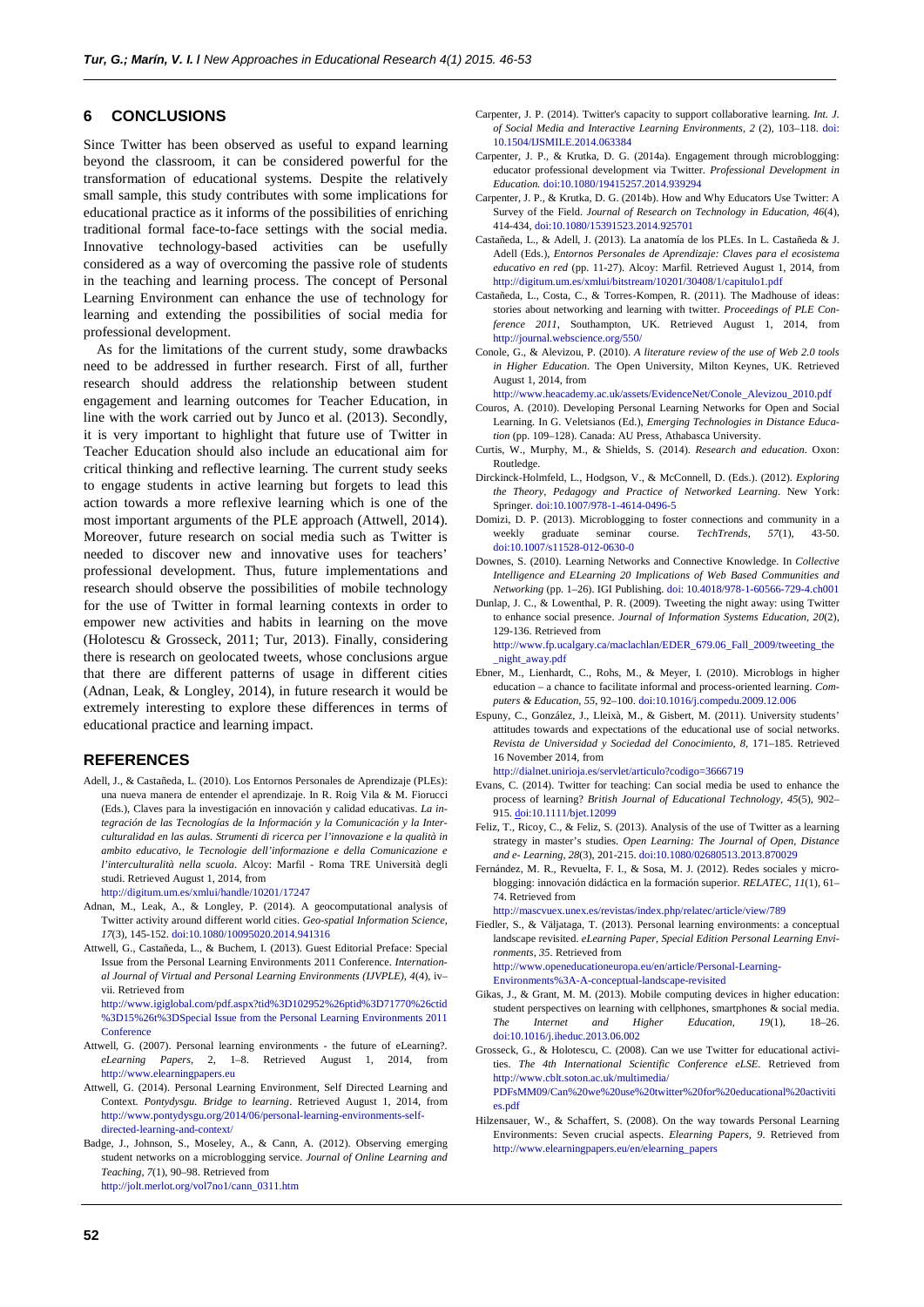## 6 CONCLUSIONS

Since Twitter has been observed as useful to expand learning beyond the classroom, it can be considered powerful for the transformation of educational systems. Despite the relatively small sample, this study contributes with some implications for educational practice as it informs of the possibilities of enriching traditional formal face-to-face settings with the social media. Innovative technology-based activities can be usefully considered as a way of overcoming the passive role of students in the teaching and learning process. The concept of Personal Learning Environment can enhance the use of technology for learning and extending the possibilities of social media for professional development.

As for the limitations of the current study, some drawbacks need to be addressed in further research. First of all, further research should address the relationship between student engagement and learning outcomes for Teacher Education, in line with the work carried out by Junco et al. (2013). Secondly, it is very important to highlight that future use of Twitter in Teacher Education should also include an educational aim for critical thinking and reflective learning. The current study seeks to engage students in active learning but forgets to lead this action towards a more reflexive learning which is one of the most important arguments of the PLE approach (Attwell, 2014). Moreover, future research on social media such as Twitter is needed to discover new and innovative uses for teachers' professional development. Thus, future implementations and research should observe the possibilities of mobile technology for the use of Twitter in formal learning contexts in order to empower new activities and habits in learning on the move (Holotescu & Grosseck, 2011; Tur, 2013). Finally, considering there is research on geolocated tweets, whose conclusions argue that there are different patterns of usage in different cities (Adnan, Leak, & Longley, 2014), in future research it would be extremely interesting to explore these differences in terms of educational practice and learning impact.

## REFERENCES

Adell, J., & Castañeda, L. (2010). Los Entornos Personales de Aprendizaje (PLEs): una nueva manera de entender el aprendizaje. In R. Roig Vila & M. Fiorucci (Eds.), Claves para la investigación en innovación y calidad educativas. *La integración de las Tecnologías de la Información y la Comunicación y la Interculturalidad en las aulas. Strumenti di ricerca per l'innovazione e la qualità in ambito educativo, le Tecnologie dell'informazione e della Comunicazione e l'interculturalità nella scuola*. Alcoy: Marfil - Roma TRE Università degli studi. Retrieved August 1, 2014, from http://digitum.um.es/xmlui/handle/10201/17247

Adnan, M., Leak, A., & Longley, P. (2014). A geocomputational analysis of Twitter activity around different world cities. *Geo-spatial Information Science, 17*(3), 145-152. doi:10.1080/10095020.2014.941316

Attwell, G., Castañeda, L., & Buchem, I. (2013). Guest Editorial Preface: Special Issue from the Personal Learning Environments 2011 Conference. *International Journal of Virtual and Personal Learning Environments (IJVPLE), 4*(4), iv–vii. Retrieved from http://www.igiglobal.com/pdf.aspx?tid%3D102952%26ptid%3D71770%26ctid%3D15%26t%3DSpecial Issue from the Personal Learning Environments 2011 Conference

Attwell, G. (2007). Personal learning environments - the future of eLearning?. *eLearning Papers*, 2, 1–8. Retrieved August 1, 2014, from http://www.elearningpapers.eu

Attwell, G. (2014). Personal Learning Environment, Self Directed Learning and Context. *Pontydysgu. Bridge to learning*. Retrieved August 1, 2014, from http://www.pontydysgu.org/2014/06/personal-learning-environments-self-directed-learning-and-context/

Badge, J., Johnson, S., Moseley, A., & Cann, A. (2012). Observing emerging student networks on a microblogging service. *Journal of Online Learning and Teaching, 7*(1), 90–98. Retrieved from http://jolt.merlot.org/vol7no1/cann_0311.htm

Carpenter, J. P. (2014). Twitter's capacity to support collaborative learning. *Int. J. of Social Media and Interactive Learning Environments, 2* (2), 103–118. doi: 10.1504/IJSMILE.2014.063384

Carpenter, J. P., & Krutka, D. G. (2014a). Engagement through microblogging: educator professional development via Twitter. *Professional Development in Education.* doi:10.1080/19415257.2014.939294

Carpenter, J. P., & Krutka, D. G. (2014b). How and Why Educators Use Twitter: A Survey of the Field. *Journal of Research on Technology in Education, 46*(4), 414-434, doi:10.1080/15391523.2014.925701

Castañeda, L., & Adell, J. (2013). La anatomía de los PLEs. In L. Castañeda & J. Adell (Eds.), *Entornos Personales de Aprendizaje: Claves para el ecosistema educativo en red* (pp. 11-27). Alcoy: Marfil. Retrieved August 1, 2014, from http://digitum.um.es/xmlui/bitstream/10201/30408/1/capitulo1.pdf

Castañeda, L., Costa, C., & Torres-Kompen, R. (2011). The Madhouse of ideas: stories about networking and learning with twitter. *Proceedings of PLE Conference 2011*, Southampton, UK. Retrieved August 1, 2014, from http://journal.webscience.org/550/

Conole, G., & Alevizou, P. (2010). *A literature review of the use of Web 2.0 tools in Higher Education*. The Open University, Milton Keynes, UK. Retrieved August 1, 2014, from http://www.heacademy.ac.uk/assets/EvidenceNet/Conole_Alevizou_2010.pdf

Couros, A. (2010). Developing Personal Learning Networks for Open and Social Learning. In G. Veletsianos (Ed.), *Emerging Technologies in Distance Education* (pp. 109–128). Canada: AU Press, Athabasca University.

Curtis, W., Murphy, M., & Shields, S. (2014). *Research and education*. Oxon: Routledge.

Dirckinck-Holmfeld, L., Hodgson, V., & McConnell, D. (Eds.). (2012). *Exploring the Theory, Pedagogy and Practice of Networked Learning*. New York: Springer. doi:10.1007/978-1-4614-0496-5

Domizi, D. P. (2013). Microblogging to foster connections and community in a weekly graduate seminar course. *TechTrends, 57*(1), 43-50. doi:10.1007/s11528-012-0630-0

Downes, S. (2010). Learning Networks and Connective Knowledge. In *Collective Intelligence and ELearning 20 Implications of Web Based Communities and Networking* (pp. 1–26). IGI Publishing. doi: 10.4018/978-1-60566-729-4.ch001

Dunlap, J. C., & Lowenthal, P. R. (2009). Tweeting the night away: using Twitter to enhance social presence. *Journal of Information Systems Education, 20*(2), 129-136. Retrieved from http://www.fp.ucalgary.ca/maclachlan/EDER_679.06_Fall_2009/tweeting_the_night_away.pdf

Ebner, M., Lienhardt, C., Rohs, M., & Meyer, I. (2010). Microblogs in higher education – a chance to facilitate informal and process-oriented learning. *Computers & Education, 55*, 92–100. doi:10.1016/j.compedu.2009.12.006

Espuny, C., González, J., Lleixà, M., & Gisbert, M. (2011). University students' attitudes towards and expectations of the educational use of social networks. *Revista de Universidad y Sociedad del Conocimiento, 8*, 171–185. Retrieved 16 November 2014, from http://dialnet.unirioja.es/servlet/articulo?codigo=3666719

Evans, C. (2014). Twitter for teaching: Can social media be used to enhance the process of learning? *British Journal of Educational Technology, 45*(5), 902–915. doi:10.1111/bjet.12099

Feliz, T., Ricoy, C., & Feliz, S. (2013). Analysis of the use of Twitter as a learning strategy in master's studies. *Open Learning: The Journal of Open, Distance and e- Learning, 28*(3), 201-215. doi:10.1080/02680513.2013.870029

Fernández, M. R., Revuelta, F. I., & Sosa, M. J. (2012). Redes sociales y microblogging: innovación didáctica en la formación superior. *RELATEC, 11*(1), 61–74. Retrieved from http://mascvuex.unex.es/revistas/index.php/relatec/article/view/789

Fiedler, S., & Väljataga, T. (2013). Personal learning environments: a conceptual landscape revisited. *eLearning Paper, Special Edition Personal Learning Environments, 35*. Retrieved from http://www.openeducationeuropa.eu/en/article/Personal-Learning-Environments%3A-A-conceptual-landscape-revisited

Gikas, J., & Grant, M. M. (2013). Mobile computing devices in higher education: student perspectives on learning with cellphones, smartphones & social media. *The Internet and Higher Education, 19*(1), 18–26. doi:10.1016/j.iheduc.2013.06.002

Grosseck, G., & Holotescu, C. (2008). Can we use Twitter for educational activities. *The 4th International Scientific Conference eLSE*. Retrieved from http://www.cblt.soton.ac.uk/multimedia/PDFsMM09/Can%20we%20use%20twitter%20for%20educational%20activities.pdf

Hilzensauer, W., & Schaffert, S. (2008). On the way towards Personal Learning Environments: Seven crucial aspects. *Elearning Papers, 9*. Retrieved from http://www.elearningpapers.eu/en/elearning_papers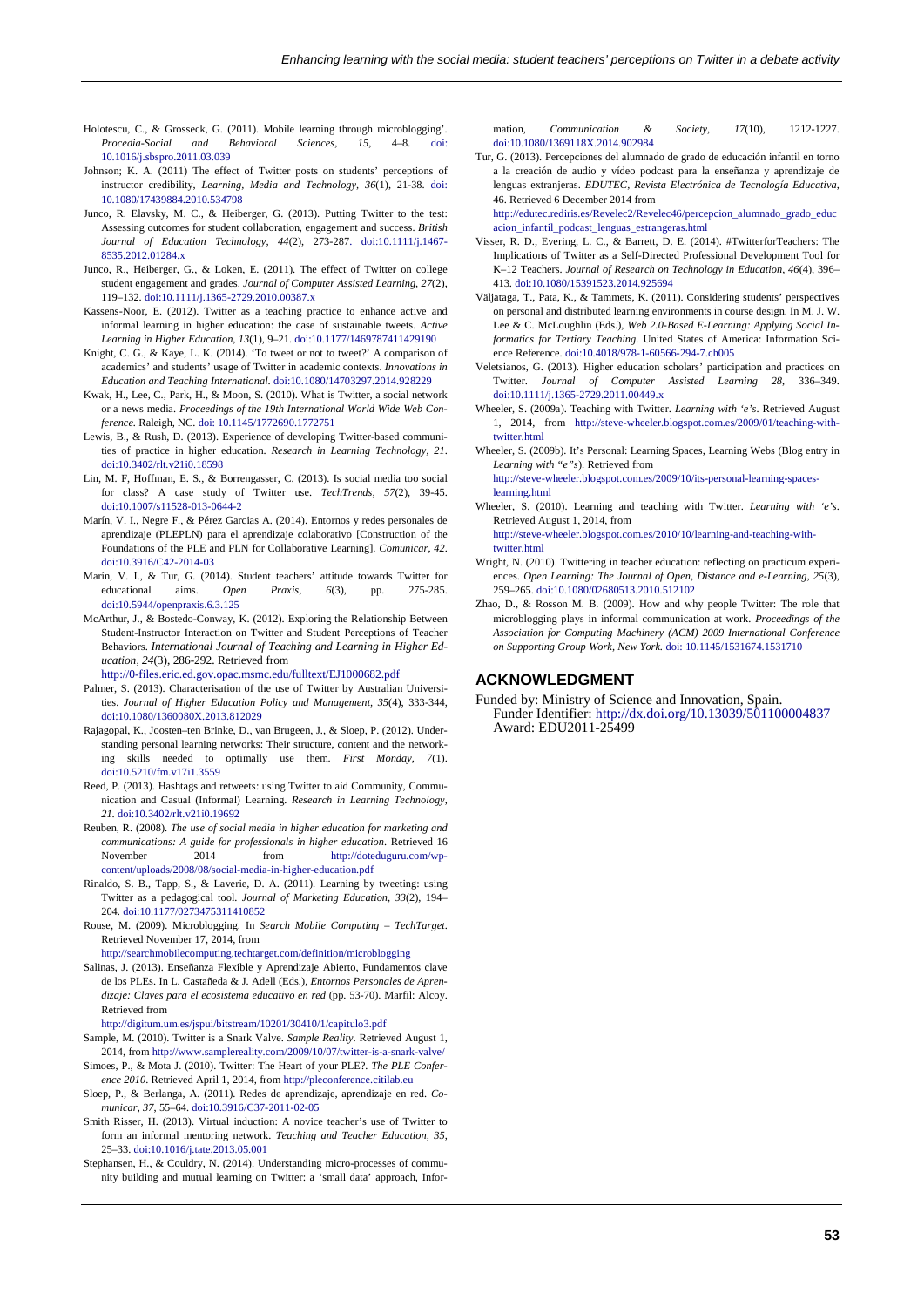Holotescu, C., & Grosseck, G. (2011). Mobile learning through microblogging'. *Procedia-Social and Behavioral Sciences, 15*, 4–8. doi: 10.1016/j.sbspro.2011.03.039

Johnson; K. A. (2011) The effect of Twitter posts on students' perceptions of instructor credibility, *Learning, Media and Technology, 36*(1), 21-38. doi: 10.1080/17439884.2010.534798

Junco, R. Elavsky, M. C., & Heiberger, G. (2013). Putting Twitter to the test: Assessing outcomes for student collaboration, engagement and success. *British Journal of Education Technology, 44*(2), 273-287. doi:10.1111/j.1467-8535.2012.01284.x

Junco, R., Heiberger, G., & Loken, E. (2011). The effect of Twitter on college student engagement and grades. *Journal of Computer Assisted Learning, 27*(2), 119–132. doi:10.1111/j.1365-2729.2010.00387.x

Kassens-Noor, E. (2012). Twitter as a teaching practice to enhance active and informal learning in higher education: the case of sustainable tweets. *Active Learning in Higher Education, 13*(1), 9–21. doi:10.1177/1469787411429190

Knight, C. G., & Kaye, L. K. (2014). 'To tweet or not to tweet?' A comparison of academics' and students' usage of Twitter in academic contexts. *Innovations in Education and Teaching International*. doi:10.1080/14703297.2014.928229

Kwak, H., Lee, C., Park, H., & Moon, S. (2010). What is Twitter, a social network or a news media. *Proceedings of the 19th International World Wide Web Conference*. Raleigh, NC. doi: 10.1145/1772690.1772751

Lewis, B., & Rush, D. (2013). Experience of developing Twitter-based communities of practice in higher education. *Research in Learning Technology, 21*. doi:10.3402/rlt.v21i0.18598

Lin, M. F, Hoffman, E. S., & Borrengasser, C. (2013). Is social media too social for class? A case study of Twitter use. *TechTrends, 57*(2), 39-45. doi:10.1007/s11528-013-0644-2

Marín, V. I., Negre F., & Pérez Garcias A. (2014). Entornos y redes personales de aprendizaje (PLEPLN) para el aprendizaje colaborativo [Construction of the Foundations of the PLE and PLN for Collaborative Learning]. *Comunicar, 42*. doi:10.3916/C42-2014-03

Marín, V. I., & Tur, G. (2014). Student teachers' attitude towards Twitter for educational aims. *Open Praxis, 6*(3), pp. 275-285. doi:10.5944/openpraxis.6.3.125

McArthur, J., & Bostedo-Conway, K. (2012). Exploring the Relationship Between Student-Instructor Interaction on Twitter and Student Perceptions of Teacher Behaviors. *International Journal of Teaching and Learning in Higher Education, 24*(3), 286-292. Retrieved from http://0-files.eric.ed.gov.opac.msmc.edu/fulltext/EJ1000682.pdf

Palmer, S. (2013). Characterisation of the use of Twitter by Australian Universities. *Journal of Higher Education Policy and Management, 35*(4), 333-344, doi:10.1080/1360080X.2013.812029

Rajagopal, K., Joosten–ten Brinke, D., van Brugeen, J., & Sloep, P. (2012). Understanding personal learning networks: Their structure, content and the networking skills needed to optimally use them. *First Monday, 7*(1). doi:10.5210/fm.v17i1.3559

Reed, P. (2013). Hashtags and retweets: using Twitter to aid Community, Communication and Casual (Informal) Learning. *Research in Learning Technology, 21*. doi:10.3402/rlt.v21i0.19692

Reuben, R. (2008). *The use of social media in higher education for marketing and communications: A guide for professionals in higher education*. Retrieved 16 November 2014 from http://doteduguru.com/wp-content/uploads/2008/08/social-media-in-higher-education.pdf

Rinaldo, S. B., Tapp, S., & Laverie, D. A. (2011). Learning by tweeting: using Twitter as a pedagogical tool. *Journal of Marketing Education, 33*(2), 194–204. doi:10.1177/0273475311410852

Rouse, M. (2009). Microblogging. In *Search Mobile Computing – TechTarget*. Retrieved November 17, 2014, from http://searchmobilecomputing.techtarget.com/definition/microblogging

Salinas, J. (2013). Enseñanza Flexible y Aprendizaje Abierto, Fundamentos clave de los PLEs. In L. Castañeda & J. Adell (Eds.), *Entornos Personales de Aprendizaje: Claves para el ecosistema educativo en red* (pp. 53-70). Marfil: Alcoy. Retrieved from http://digitum.um.es/jspui/bitstream/10201/30410/1/capitulo3.pdf

Sample, M. (2010). Twitter is a Snark Valve. *Sample Reality*. Retrieved August 1, 2014, from http://www.samplereality.com/2009/10/07/twitter-is-a-snark-valve/

Simoes, P., & Mota J. (2010). Twitter: The Heart of your PLE?. *The PLE Conference 2010*. Retrieved April 1, 2014, from http://pleconference.citilab.eu

Sloep, P., & Berlanga, A. (2011). Redes de aprendizaje, aprendizaje en red. *Comunicar, 37*, 55–64. doi:10.3916/C37-2011-02-05

Smith Risser, H. (2013). Virtual induction: A novice teacher's use of Twitter to form an informal mentoring network. *Teaching and Teacher Education, 35*, 25–33. doi:10.1016/j.tate.2013.05.001

Stephansen, H., & Couldry, N. (2014). Understanding micro-processes of community building and mutual learning on Twitter: a 'small data' approach, *Information, Communication & Society, 17*(10), 1212-1227. doi:10.1080/1369118X.2014.902984

Tur, G. (2013). Percepciones del alumnado de grado de educación infantil en torno a la creación de audio y vídeo podcast para la enseñanza y aprendizaje de lenguas extranjeras. *EDUTEC, Revista Electrónica de Tecnología Educativa*, 46. Retrieved 6 December 2014 from http://edutec.rediris.es/Revelec2/Revelec46/percepcion_alumnado_grado_educacion_infantil_podcast_lenguas_estrangeras.html

Visser, R. D., Evering, L. C., & Barrett, D. E. (2014). #TwitterforTeachers: The Implications of Twitter as a Self-Directed Professional Development Tool for K–12 Teachers. *Journal of Research on Technology in Education, 46*(4), 396–413. doi:10.1080/15391523.2014.925694

Väljataga, T., Pata, K., & Tammets, K. (2011). Considering students' perspectives on personal and distributed learning environments in course design. In M. J. W. Lee & C. McLoughlin (Eds.), *Web 2.0-Based E-Learning: Applying Social Informatics for Tertiary Teaching*. United States of America: Information Science Reference. doi:10.4018/978-1-60566-294-7.ch005

Veletsianos, G. (2013). Higher education scholars' participation and practices on Twitter. *Journal of Computer Assisted Learning 28*, 336–349. doi:10.1111/j.1365-2729.2011.00449.x

Wheeler, S. (2009a). Teaching with Twitter. *Learning with 'e's*. Retrieved August 1, 2014, from http://steve-wheeler.blogspot.com.es/2009/01/teaching-with-twitter.html

Wheeler, S. (2009b). It's Personal: Learning Spaces, Learning Webs (Blog entry in *Learning with "e"s*). Retrieved from http://steve-wheeler.blogspot.com.es/2009/10/its-personal-learning-spaces-learning.html

Wheeler, S. (2010). Learning and teaching with Twitter. *Learning with 'e's*. Retrieved August 1, 2014, from http://steve-wheeler.blogspot.com.es/2010/10/learning-and-teaching-with-twitter.html

Wright, N. (2010). Twittering in teacher education: reflecting on practicum experiences. *Open Learning: The Journal of Open, Distance and e-Learning, 25*(3), 259–265. doi:10.1080/02680513.2010.512102

Zhao, D., & Rosson M. B. (2009). How and why people Twitter: The role that microblogging plays in informal communication at work. *Proceedings of the Association for Computing Machinery (ACM) 2009 International Conference on Supporting Group Work, New York.* doi: 10.1145/1531674.1531710

## ACKNOWLEDGMENT

Funded by: Ministry of Science and Innovation, Spain.
Funder Identifier: http://dx.doi.org/10.13039/501100004837
Award: EDU2011-25499